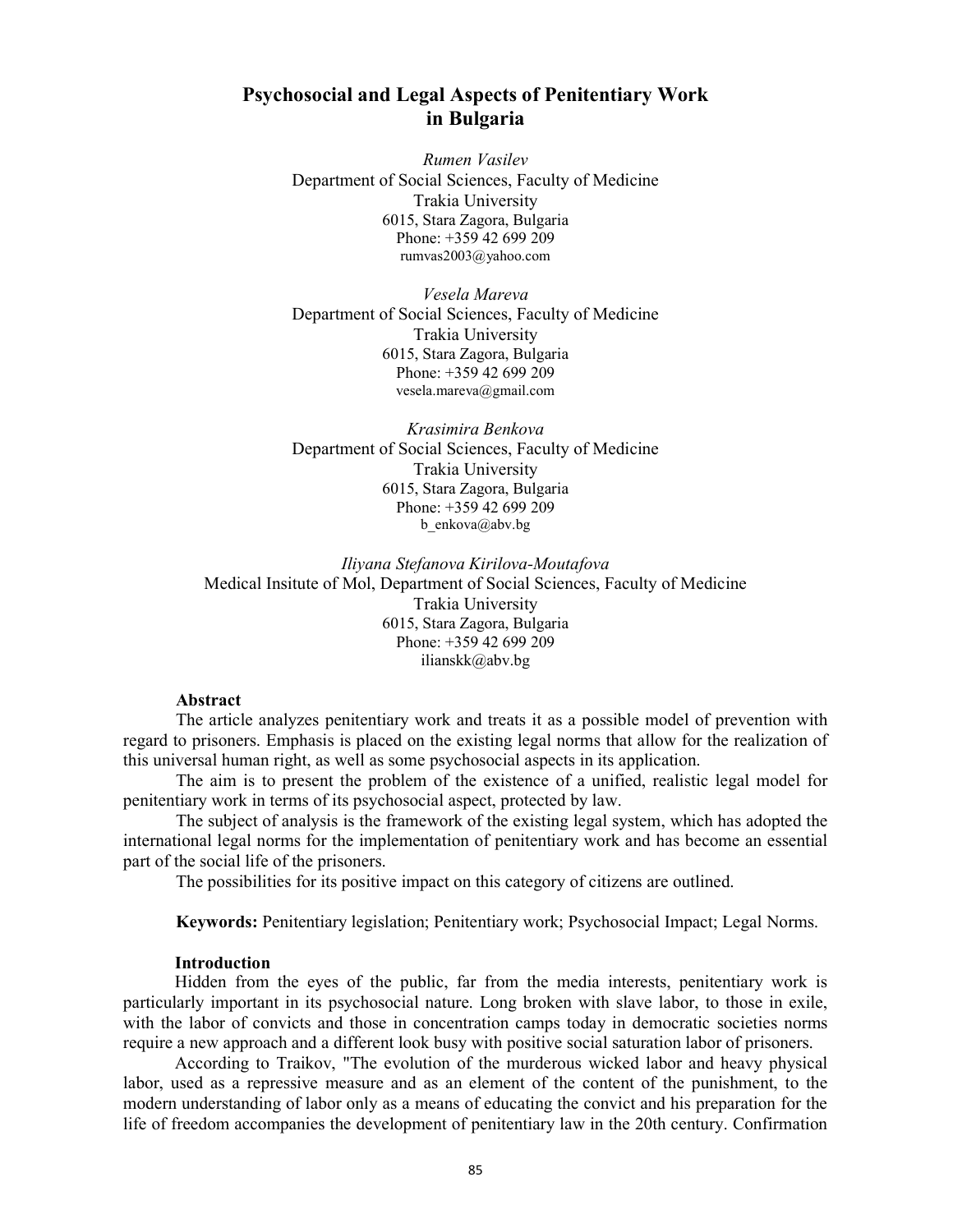# Psychosocial and Legal Aspects of Penitentiary Work in Bulgaria

*Rumen Vasilev*
Department of Social Sciences, Faculty of Medicine
Trakia University
6015, Stara Zagora, Bulgaria
Phone: +359 42 699 209
rumvas2003@yahoo.com

*Vesela Mareva*
Department of Social Sciences, Faculty of Medicine
Trakia University
6015, Stara Zagora, Bulgaria
Phone: +359 42 699 209
vesela.mareva@gmail.com

*Krasimira Benkova*
Department of Social Sciences, Faculty of Medicine
Trakia University
6015, Stara Zagora, Bulgaria
Phone: +359 42 699 209
b_enkova@abv.bg

*Iliyana Stefanova Kirilova-Moutafova*
Medical Insitute of Mol, Department of Social Sciences, Faculty of Medicine
Trakia University
6015, Stara Zagora, Bulgaria
Phone: +359 42 699 209
ilianskk@abv.bg

**Abstract**

The article analyzes penitentiary work and treats it as a possible model of prevention with regard to prisoners. Emphasis is placed on the existing legal norms that allow for the realization of this universal human right, as well as some psychosocial aspects in its application.

The aim is to present the problem of the existence of a unified, realistic legal model for penitentiary work in terms of its psychosocial aspect, protected by law.

The subject of analysis is the framework of the existing legal system, which has adopted the international legal norms for the implementation of penitentiary work and has become an essential part of the social life of the prisoners.

The possibilities for its positive impact on this category of citizens are outlined.

**Keywords:** Penitentiary legislation; Penitentiary work; Psychosocial Impact; Legal Norms.

## Introduction

Hidden from the eyes of the public, far from the media interests, penitentiary work is particularly important in its psychosocial nature. Long broken with slave labor, to those in exile, with the labor of convicts and those in concentration camps today in democratic societies norms require a new approach and a different look busy with positive social saturation labor of prisoners.

According to Traikov, "The evolution of the murderous wicked labor and heavy physical labor, used as a repressive measure and as an element of the content of the punishment, to the modern understanding of labor only as a means of educating the convict and his preparation for the life of freedom accompanies the development of penitentiary law in the 20th century. Confirmation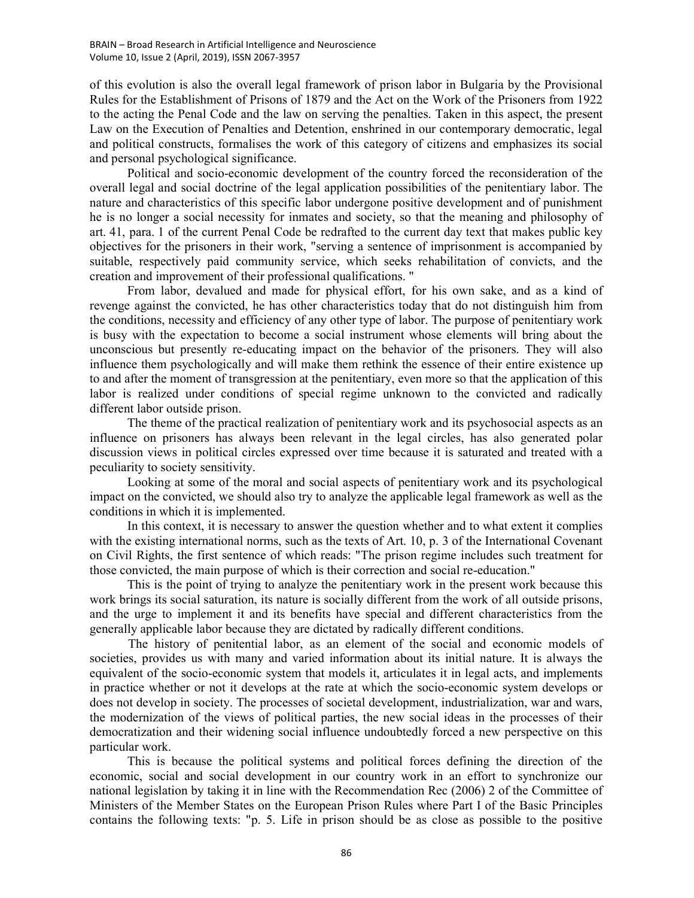of this evolution is also the overall legal framework of prison labor in Bulgaria by the Provisional Rules for the Establishment of Prisons of 1879 and the Act on the Work of the Prisoners from 1922 to the acting the Penal Code and the law on serving the penalties. Taken in this aspect, the present Law on the Execution of Penalties and Detention, enshrined in our contemporary democratic, legal and political constructs, formalises the work of this category of citizens and emphasizes its social and personal psychological significance.

Political and socio-economic development of the country forced the reconsideration of the overall legal and social doctrine of the legal application possibilities of the penitentiary labor. The nature and characteristics of this specific labor undergone positive development and of punishment he is no longer a social necessity for inmates and society, so that the meaning and philosophy of art. 41, para. 1 of the current Penal Code be redrafted to the current day text that makes public key objectives for the prisoners in their work, "serving a sentence of imprisonment is accompanied by suitable, respectively paid community service, which seeks rehabilitation of convicts, and the creation and improvement of their professional qualifications. "

From labor, devalued and made for physical effort, for his own sake, and as a kind of revenge against the convicted, he has other characteristics today that do not distinguish him from the conditions, necessity and efficiency of any other type of labor. The purpose of penitentiary work is busy with the expectation to become a social instrument whose elements will bring about the unconscious but presently re-educating impact on the behavior of the prisoners. They will also influence them psychologically and will make them rethink the essence of their entire existence up to and after the moment of transgression at the penitentiary, even more so that the application of this labor is realized under conditions of special regime unknown to the convicted and radically different labor outside prison.

The theme of the practical realization of penitentiary work and its psychosocial aspects as an influence on prisoners has always been relevant in the legal circles, has also generated polar discussion views in political circles expressed over time because it is saturated and treated with a peculiarity to society sensitivity.

Looking at some of the moral and social aspects of penitentiary work and its psychological impact on the convicted, we should also try to analyze the applicable legal framework as well as the conditions in which it is implemented.

In this context, it is necessary to answer the question whether and to what extent it complies with the existing international norms, such as the texts of Art. 10, p. 3 of the International Covenant on Civil Rights, the first sentence of which reads: "The prison regime includes such treatment for those convicted, the main purpose of which is their correction and social re-education."

This is the point of trying to analyze the penitentiary work in the present work because this work brings its social saturation, its nature is socially different from the work of all outside prisons, and the urge to implement it and its benefits have special and different characteristics from the generally applicable labor because they are dictated by radically different conditions.

The history of penitential labor, as an element of the social and economic models of societies, provides us with many and varied information about its initial nature. It is always the equivalent of the socio-economic system that models it, articulates it in legal acts, and implements in practice whether or not it develops at the rate at which the socio-economic system develops or does not develop in society. The processes of societal development, industrialization, war and wars, the modernization of the views of political parties, the new social ideas in the processes of their democratization and their widening social influence undoubtedly forced a new perspective on this particular work.

This is because the political systems and political forces defining the direction of the economic, social and social development in our country work in an effort to synchronize our national legislation by taking it in line with the Recommendation Rec (2006) 2 of the Committee of Ministers of the Member States on the European Prison Rules where Part I of the Basic Principles contains the following texts: "p. 5. Life in prison should be as close as possible to the positive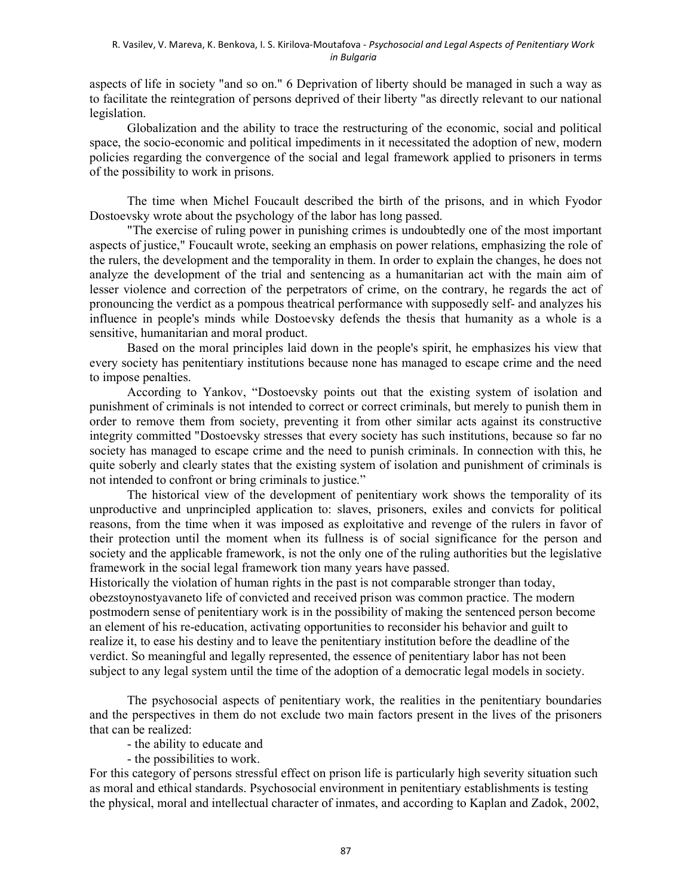aspects of life in society "and so on." 6 Deprivation of liberty should be managed in such a way as to facilitate the reintegration of persons deprived of their liberty "as directly relevant to our national legislation.

Globalization and the ability to trace the restructuring of the economic, social and political space, the socio-economic and political impediments in it necessitated the adoption of new, modern policies regarding the convergence of the social and legal framework applied to prisoners in terms of the possibility to work in prisons.

The time when Michel Foucault described the birth of the prisons, and in which Fyodor Dostoevsky wrote about the psychology of the labor has long passed.

"The exercise of ruling power in punishing crimes is undoubtedly one of the most important aspects of justice," Foucault wrote, seeking an emphasis on power relations, emphasizing the role of the rulers, the development and the temporality in them. In order to explain the changes, he does not analyze the development of the trial and sentencing as a humanitarian act with the main aim of lesser violence and correction of the perpetrators of crime, on the contrary, he regards the act of pronouncing the verdict as a pompous theatrical performance with supposedly self- and analyzes his influence in people's minds while Dostoevsky defends the thesis that humanity as a whole is a sensitive, humanitarian and moral product.

Based on the moral principles laid down in the people's spirit, he emphasizes his view that every society has penitentiary institutions because none has managed to escape crime and the need to impose penalties.

According to Yankov, "Dostoevsky points out that the existing system of isolation and punishment of criminals is not intended to correct or correct criminals, but merely to punish them in order to remove them from society, preventing it from other similar acts against its constructive integrity committed "Dostoevsky stresses that every society has such institutions, because so far no society has managed to escape crime and the need to punish criminals. In connection with this, he quite soberly and clearly states that the existing system of isolation and punishment of criminals is not intended to confront or bring criminals to justice."

The historical view of the development of penitentiary work shows the temporality of its unproductive and unprincipled application to: slaves, prisoners, exiles and convicts for political reasons, from the time when it was imposed as exploitative and revenge of the rulers in favor of their protection until the moment when its fullness is of social significance for the person and society and the applicable framework, is not the only one of the ruling authorities but the legislative framework in the social legal framework tion many years have passed.

Historically the violation of human rights in the past is not comparable stronger than today, obezstoynostyavaneto life of convicted and received prison was common practice. The modern postmodern sense of penitentiary work is in the possibility of making the sentenced person become an element of his re-education, activating opportunities to reconsider his behavior and guilt to realize it, to ease his destiny and to leave the penitentiary institution before the deadline of the verdict. So meaningful and legally represented, the essence of penitentiary labor has not been subject to any legal system until the time of the adoption of a democratic legal models in society.

The psychosocial aspects of penitentiary work, the realities in the penitentiary boundaries and the perspectives in them do not exclude two main factors present in the lives of the prisoners that can be realized:

- the ability to educate and
- the possibilities to work.

For this category of persons stressful effect on prison life is particularly high severity situation such as moral and ethical standards. Psychosocial environment in penitentiary establishments is testing the physical, moral and intellectual character of inmates, and according to Kaplan and Zadok, 2002,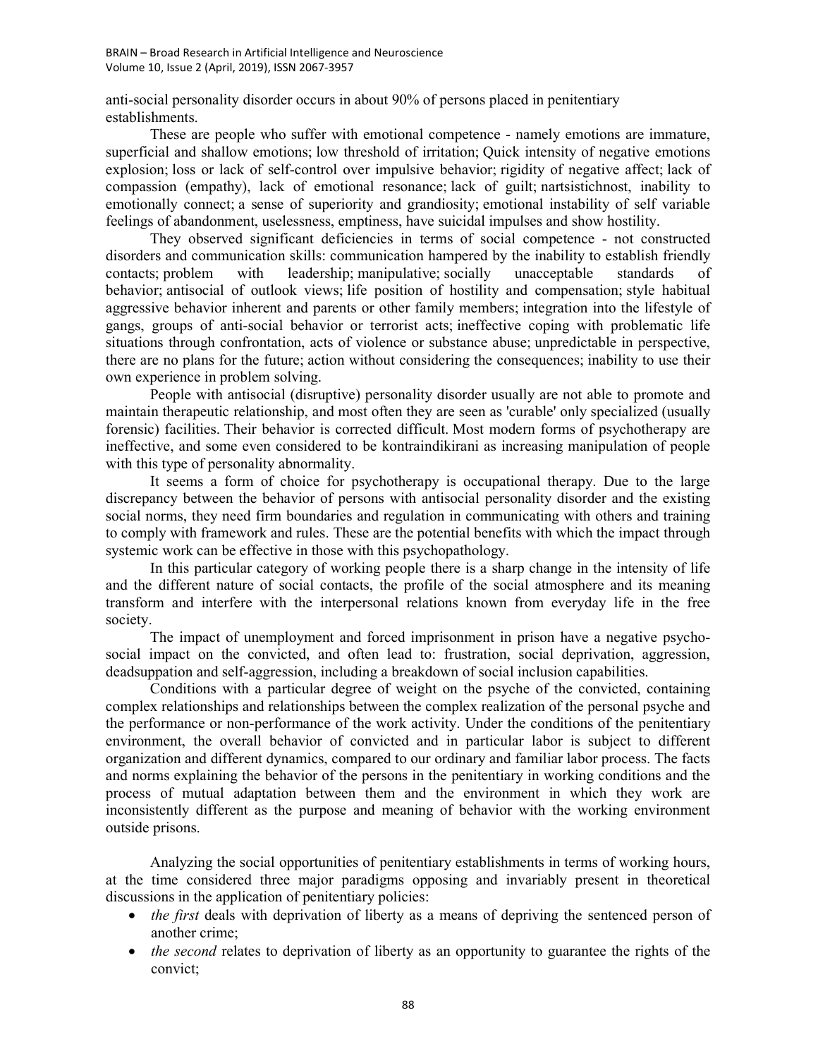anti-social personality disorder occurs in about 90% of persons placed in penitentiary establishments.

These are people who suffer with emotional competence - namely emotions are immature, superficial and shallow emotions; low threshold of irritation; Quick intensity of negative emotions explosion; loss or lack of self-control over impulsive behavior; rigidity of negative affect; lack of compassion (empathy), lack of emotional resonance; lack of guilt; nartsistichnost, inability to emotionally connect; a sense of superiority and grandiosity; emotional instability of self variable feelings of abandonment, uselessness, emptiness, have suicidal impulses and show hostility.

They observed significant deficiencies in terms of social competence - not constructed disorders and communication skills: communication hampered by the inability to establish friendly contacts; problem with leadership; manipulative; socially unacceptable standards of behavior; antisocial of outlook views; life position of hostility and compensation; style habitual aggressive behavior inherent and parents or other family members; integration into the lifestyle of gangs, groups of anti-social behavior or terrorist acts; ineffective coping with problematic life situations through confrontation, acts of violence or substance abuse; unpredictable in perspective, there are no plans for the future; action without considering the consequences; inability to use their own experience in problem solving.

People with antisocial (disruptive) personality disorder usually are not able to promote and maintain therapeutic relationship, and most often they are seen as 'curable' only specialized (usually forensic) facilities. Their behavior is corrected difficult. Most modern forms of psychotherapy are ineffective, and some even considered to be kontraindikirani as increasing manipulation of people with this type of personality abnormality.

It seems a form of choice for psychotherapy is occupational therapy. Due to the large discrepancy between the behavior of persons with antisocial personality disorder and the existing social norms, they need firm boundaries and regulation in communicating with others and training to comply with framework and rules. These are the potential benefits with which the impact through systemic work can be effective in those with this psychopathology.

In this particular category of working people there is a sharp change in the intensity of life and the different nature of social contacts, the profile of the social atmosphere and its meaning transform and interfere with the interpersonal relations known from everyday life in the free society.

The impact of unemployment and forced imprisonment in prison have a negative psycho-social impact on the convicted, and often lead to: frustration, social deprivation, aggression, deadsuppation and self-aggression, including a breakdown of social inclusion capabilities.

Conditions with a particular degree of weight on the psyche of the convicted, containing complex relationships and relationships between the complex realization of the personal psyche and the performance or non-performance of the work activity. Under the conditions of the penitentiary environment, the overall behavior of convicted and in particular labor is subject to different organization and different dynamics, compared to our ordinary and familiar labor process. The facts and norms explaining the behavior of the persons in the penitentiary in working conditions and the process of mutual adaptation between them and the environment in which they work are inconsistently different as the purpose and meaning of behavior with the working environment outside prisons.

Analyzing the social opportunities of penitentiary establishments in terms of working hours, at the time considered three major paradigms opposing and invariably present in theoretical discussions in the application of penitentiary policies:

- *the first* deals with deprivation of liberty as a means of depriving the sentenced person of another crime;
- *the second* relates to deprivation of liberty as an opportunity to guarantee the rights of the convict;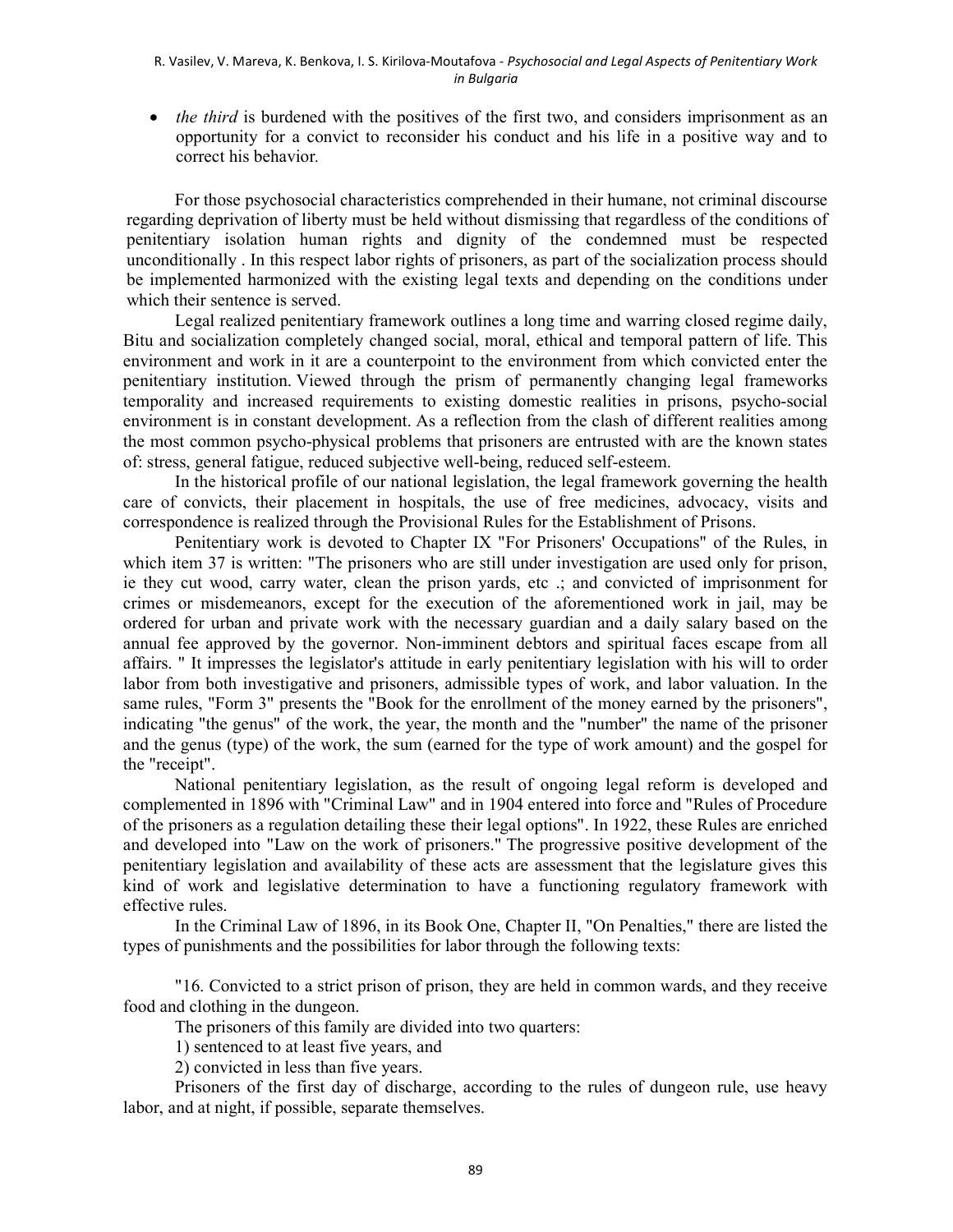- *the third* is burdened with the positives of the first two, and considers imprisonment as an opportunity for a convict to reconsider his conduct and his life in a positive way and to correct his behavior.

For those psychosocial characteristics comprehended in their humane, not criminal discourse regarding deprivation of liberty must be held without dismissing that regardless of the conditions of penitentiary isolation human rights and dignity of the condemned must be respected unconditionally . In this respect labor rights of prisoners, as part of the socialization process should be implemented harmonized with the existing legal texts and depending on the conditions under which their sentence is served.

Legal realized penitentiary framework outlines a long time and warring closed regime daily, Bitu and socialization completely changed social, moral, ethical and temporal pattern of life. This environment and work in it are a counterpoint to the environment from which convicted enter the penitentiary institution. Viewed through the prism of permanently changing legal frameworks temporality and increased requirements to existing domestic realities in prisons, psycho-social environment is in constant development. As a reflection from the clash of different realities among the most common psycho-physical problems that prisoners are entrusted with are the known states of: stress, general fatigue, reduced subjective well-being, reduced self-esteem.

In the historical profile of our national legislation, the legal framework governing the health care of convicts, their placement in hospitals, the use of free medicines, advocacy, visits and correspondence is realized through the Provisional Rules for the Establishment of Prisons.

Penitentiary work is devoted to Chapter IX "For Prisoners' Occupations" of the Rules, in which item 37 is written: "The prisoners who are still under investigation are used only for prison, ie they cut wood, carry water, clean the prison yards, etc .; and convicted of imprisonment for crimes or misdemeanors, except for the execution of the aforementioned work in jail, may be ordered for urban and private work with the necessary guardian and a daily salary based on the annual fee approved by the governor. Non-imminent debtors and spiritual faces escape from all affairs. " It impresses the legislator's attitude in early penitentiary legislation with his will to order labor from both investigative and prisoners, admissible types of work, and labor valuation. In the same rules, "Form 3" presents the "Book for the enrollment of the money earned by the prisoners", indicating "the genus" of the work, the year, the month and the "number" the name of the prisoner and the genus (type) of the work, the sum (earned for the type of work amount) and the gospel for the "receipt".

National penitentiary legislation, as the result of ongoing legal reform is developed and complemented in 1896 with "Criminal Law" and in 1904 entered into force and "Rules of Procedure of the prisoners as a regulation detailing these their legal options". In 1922, these Rules are enriched and developed into "Law on the work of prisoners." The progressive positive development of the penitentiary legislation and availability of these acts are assessment that the legislature gives this kind of work and legislative determination to have a functioning regulatory framework with effective rules.

In the Criminal Law of 1896, in its Book One, Chapter II, "On Penalties," there are listed the types of punishments and the possibilities for labor through the following texts:

"16. Convicted to a strict prison of prison, they are held in common wards, and they receive food and clothing in the dungeon.

The prisoners of this family are divided into two quarters:

1) sentenced to at least five years, and

2) convicted in less than five years.

Prisoners of the first day of discharge, according to the rules of dungeon rule, use heavy labor, and at night, if possible, separate themselves.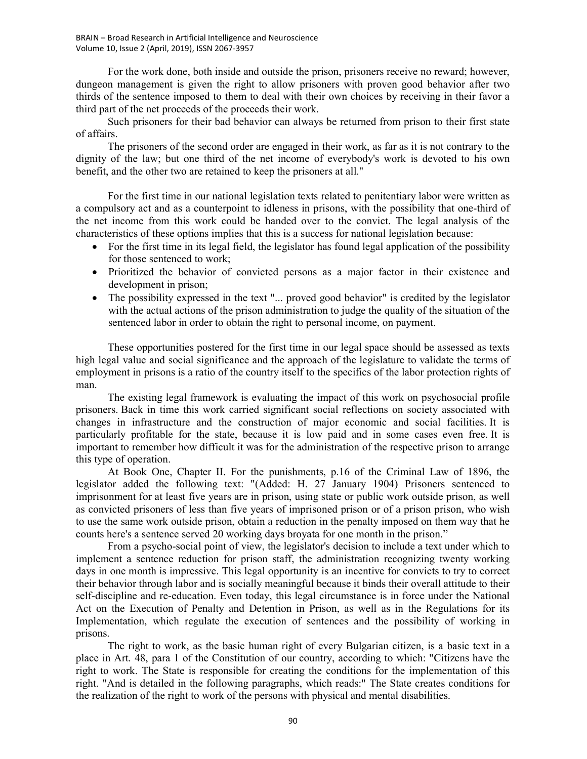For the work done, both inside and outside the prison, prisoners receive no reward; however, dungeon management is given the right to allow prisoners with proven good behavior after two thirds of the sentence imposed to them to deal with their own choices by receiving in their favor a third part of the net proceeds of the proceeds their work.

Such prisoners for their bad behavior can always be returned from prison to their first state of affairs.

The prisoners of the second order are engaged in their work, as far as it is not contrary to the dignity of the law; but one third of the net income of everybody's work is devoted to his own benefit, and the other two are retained to keep the prisoners at all."

For the first time in our national legislation texts related to penitentiary labor were written as a compulsory act and as a counterpoint to idleness in prisons, with the possibility that one-third of the net income from this work could be handed over to the convict. The legal analysis of the characteristics of these options implies that this is a success for national legislation because:

- For the first time in its legal field, the legislator has found legal application of the possibility for those sentenced to work;
- Prioritized the behavior of convicted persons as a major factor in their existence and development in prison;
- The possibility expressed in the text "... proved good behavior" is credited by the legislator with the actual actions of the prison administration to judge the quality of the situation of the sentenced labor in order to obtain the right to personal income, on payment.

These opportunities postered for the first time in our legal space should be assessed as texts high legal value and social significance and the approach of the legislature to validate the terms of employment in prisons is a ratio of the country itself to the specifics of the labor protection rights of man.

The existing legal framework is evaluating the impact of this work on psychosocial profile prisoners. Back in time this work carried significant social reflections on society associated with changes in infrastructure and the construction of major economic and social facilities. It is particularly profitable for the state, because it is low paid and in some cases even free. It is important to remember how difficult it was for the administration of the respective prison to arrange this type of operation.

At Book One, Chapter II. For the punishments, p.16 of the Criminal Law of 1896, the legislator added the following text: "(Added: H. 27 January 1904) Prisoners sentenced to imprisonment for at least five years are in prison, using state or public work outside prison, as well as convicted prisoners of less than five years of imprisoned prison or of a prison prison, who wish to use the same work outside prison, obtain a reduction in the penalty imposed on them way that he counts here's a sentence served 20 working days broyata for one month in the prison."

From a psycho-social point of view, the legislator's decision to include a text under which to implement a sentence reduction for prison staff, the administration recognizing twenty working days in one month is impressive. This legal opportunity is an incentive for convicts to try to correct their behavior through labor and is socially meaningful because it binds their overall attitude to their self-discipline and re-education. Even today, this legal circumstance is in force under the National Act on the Execution of Penalty and Detention in Prison, as well as in the Regulations for its Implementation, which regulate the execution of sentences and the possibility of working in prisons.

The right to work, as the basic human right of every Bulgarian citizen, is a basic text in a place in Art. 48, para 1 of the Constitution of our country, according to which: "Citizens have the right to work. The State is responsible for creating the conditions for the implementation of this right. "And is detailed in the following paragraphs, which reads:" The State creates conditions for the realization of the right to work of the persons with physical and mental disabilities.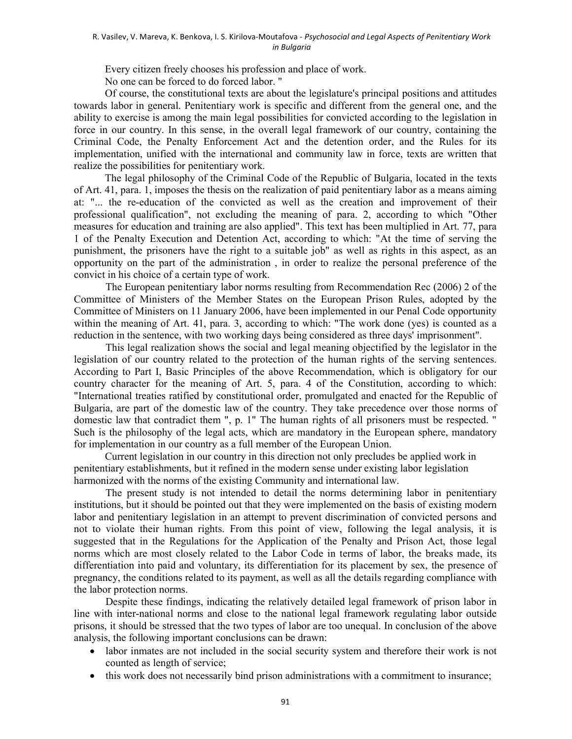Every citizen freely chooses his profession and place of work.

No one can be forced to do forced labor. "

Of course, the constitutional texts are about the legislature's principal positions and attitudes towards labor in general. Penitentiary work is specific and different from the general one, and the ability to exercise is among the main legal possibilities for convicted according to the legislation in force in our country. In this sense, in the overall legal framework of our country, containing the Criminal Code, the Penalty Enforcement Act and the detention order, and the Rules for its implementation, unified with the international and community law in force, texts are written that realize the possibilities for penitentiary work.

The legal philosophy of the Criminal Code of the Republic of Bulgaria, located in the texts of Art. 41, para. 1, imposes the thesis on the realization of paid penitentiary labor as a means aiming at: "... the re-education of the convicted as well as the creation and improvement of their professional qualification", not excluding the meaning of para. 2, according to which "Other measures for education and training are also applied". This text has been multiplied in Art. 77, para 1 of the Penalty Execution and Detention Act, according to which: "At the time of serving the punishment, the prisoners have the right to a suitable job" as well as rights in this aspect, as an opportunity on the part of the administration , in order to realize the personal preference of the convict in his choice of a certain type of work.

The European penitentiary labor norms resulting from Recommendation Rec (2006) 2 of the Committee of Ministers of the Member States on the European Prison Rules, adopted by the Committee of Ministers on 11 January 2006, have been implemented in our Penal Code opportunity within the meaning of Art. 41, para. 3, according to which: "The work done (yes) is counted as a reduction in the sentence, with two working days being considered as three days' imprisonment".

This legal realization shows the social and legal meaning objectified by the legislator in the legislation of our country related to the protection of the human rights of the serving sentences. According to Part I, Basic Principles of the above Recommendation, which is obligatory for our country character for the meaning of Art. 5, para. 4 of the Constitution, according to which: "International treaties ratified by constitutional order, promulgated and enacted for the Republic of Bulgaria, are part of the domestic law of the country. They take precedence over those norms of domestic law that contradict them ", p. 1" The human rights of all prisoners must be respected. " Such is the philosophy of the legal acts, which are mandatory in the European sphere, mandatory for implementation in our country as a full member of the European Union.

Current legislation in our country in this direction not only precludes be applied work in penitentiary establishments, but it refined in the modern sense under existing labor legislation harmonized with the norms of the existing Community and international law.

The present study is not intended to detail the norms determining labor in penitentiary institutions, but it should be pointed out that they were implemented on the basis of existing modern labor and penitentiary legislation in an attempt to prevent discrimination of convicted persons and not to violate their human rights. From this point of view, following the legal analysis, it is suggested that in the Regulations for the Application of the Penalty and Prison Act, those legal norms which are most closely related to the Labor Code in terms of labor, the breaks made, its differentiation into paid and voluntary, its differentiation for its placement by sex, the presence of pregnancy, the conditions related to its payment, as well as all the details regarding compliance with the labor protection norms.

Despite these findings, indicating the relatively detailed legal framework of prison labor in line with inter-national norms and close to the national legal framework regulating labor outside prisons, it should be stressed that the two types of labor are too unequal. In conclusion of the above analysis, the following important conclusions can be drawn:

- labor inmates are not included in the social security system and therefore their work is not counted as length of service;
- this work does not necessarily bind prison administrations with a commitment to insurance;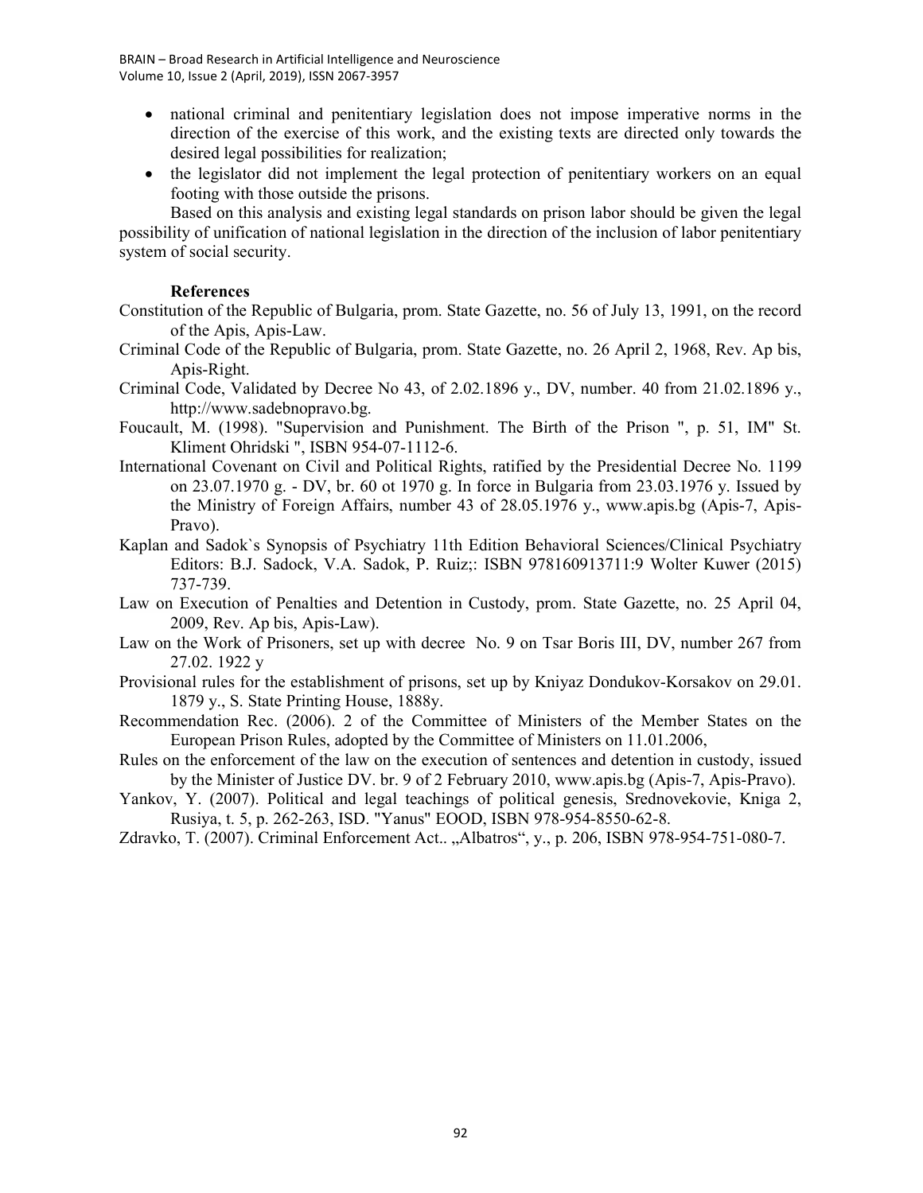- national criminal and penitentiary legislation does not impose imperative norms in the direction of the exercise of this work, and the existing texts are directed only towards the desired legal possibilities for realization;
- the legislator did not implement the legal protection of penitentiary workers on an equal footing with those outside the prisons.

Based on this analysis and existing legal standards on prison labor should be given the legal possibility of unification of national legislation in the direction of the inclusion of labor penitentiary system of social security.

**References**

Constitution of the Republic of Bulgaria, prom. State Gazette, no. 56 of July 13, 1991, on the record of the Apis, Apis-Law.

Criminal Code of the Republic of Bulgaria, prom. State Gazette, no. 26 April 2, 1968, Rev. Ap bis, Apis-Right.

Criminal Code, Validated by Decree No 43, of 2.02.1896 y., DV, number. 40 from 21.02.1896 y., http://www.sadebnopravo.bg.

Foucault, M. (1998). "Supervision and Punishment. The Birth of the Prison ", p. 51, IM" St. Kliment Ohridski ", ISBN 954-07-1112-6.

International Covenant on Civil and Political Rights, ratified by the Presidential Decree No. 1199 on 23.07.1970 g. - DV, br. 60 ot 1970 g. In force in Bulgaria from 23.03.1976 y. Issued by the Ministry of Foreign Affairs, number 43 of 28.05.1976 y., www.apis.bg (Apis-7, Apis-Pravo).

Kaplan and Sadok`s Synopsis of Psychiatry 11th Edition Behavioral Sciences/Clinical Psychiatry Editors: B.J. Sadock, V.A. Sadok, P. Ruiz;: ISBN 978160913711:9 Wolter Kuwer (2015) 737-739.

Law on Execution of Penalties and Detention in Custody, prom. State Gazette, no. 25 April 04, 2009, Rev. Ap bis, Apis-Law).

Law on the Work of Prisoners, set up with decree No. 9 on Tsar Boris III, DV, number 267 from 27.02. 1922 y

Provisional rules for the establishment of prisons, set up by Kniyaz Dondukov-Korsakov on 29.01. 1879 y., S. State Printing House, 1888y.

Recommendation Rec. (2006). 2 of the Committee of Ministers of the Member States on the European Prison Rules, adopted by the Committee of Ministers on 11.01.2006,

Rules on the enforcement of the law on the execution of sentences and detention in custody, issued by the Minister of Justice DV. br. 9 of 2 February 2010, www.apis.bg (Apis-7, Apis-Pravo).

Yankov, Y. (2007). Political and legal teachings of political genesis, Srednovekovie, Kniga 2, Rusiya, t. 5, p. 262-263, ISD. "Yanus" EOOD, ISBN 978-954-8550-62-8.

Zdravko, T. (2007). Criminal Enforcement Act.. „Albatros“, y., p. 206, ISBN 978-954-751-080-7.